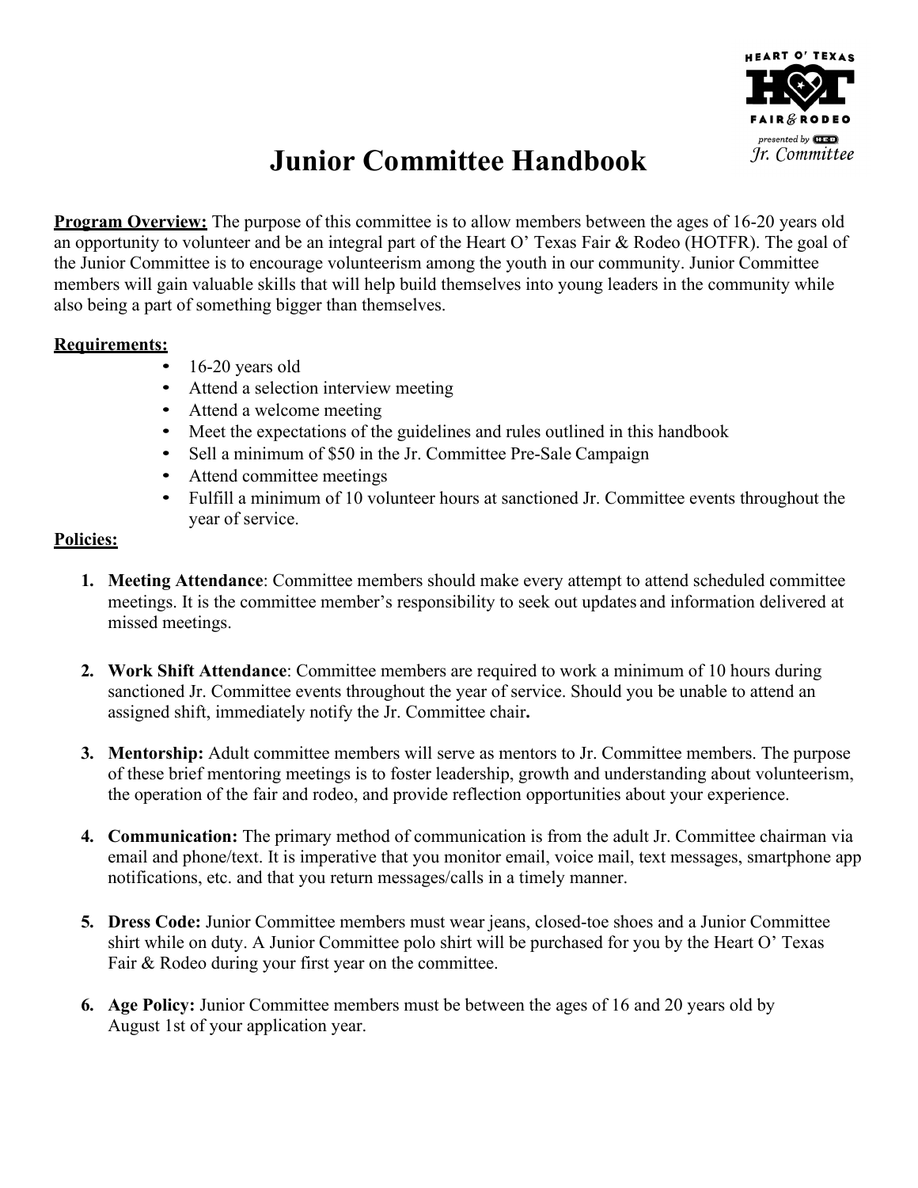# Junior Committee Handbook

**Program Overview:** The purpose of this committee is to allow members between the ages of 16-20 years old an opportunity to volunteer and be an integral part of the Heart O' Texas Fair & Rodeo (HOTFR). The goal of the Junior Committee is to encourage volunteerism among the youth in our community. Junior Committee members will gain valuable skills that will help build themselves into young leaders in the community while also being a part of something bigger than themselves.

**Requirements:**

- 16-20 years old
- Attend a selection interview meeting
- Attend a welcome meeting
- Meet the expectations of the guidelines and rules outlined in this handbook
- Sell a minimum of $50 in the Jr. Committee Pre-Sale Campaign
- Attend committee meetings
- Fulfill a minimum of 10 volunteer hours at sanctioned Jr. Committee events throughout the year of service.

**Policies:**

1. **Meeting Attendance**: Committee members should make every attempt to attend scheduled committee meetings. It is the committee member's responsibility to seek out updates and information delivered at missed meetings.

2. **Work Shift Attendance**: Committee members are required to work a minimum of 10 hours during sanctioned Jr. Committee events throughout the year of service. Should you be unable to attend an assigned shift, immediately notify the Jr. Committee chair.

3. **Mentorship:** Adult committee members will serve as mentors to Jr. Committee members. The purpose of these brief mentoring meetings is to foster leadership, growth and understanding about volunteerism, the operation of the fair and rodeo, and provide reflection opportunities about your experience.

4. **Communication:** The primary method of communication is from the adult Jr. Committee chairman via email and phone/text. It is imperative that you monitor email, voice mail, text messages, smartphone app notifications, etc. and that you return messages/calls in a timely manner.

5. **Dress Code:** Junior Committee members must wear jeans, closed-toe shoes and a Junior Committee shirt while on duty. A Junior Committee polo shirt will be purchased for you by the Heart O' Texas Fair & Rodeo during your first year on the committee.

6. **Age Policy:** Junior Committee members must be between the ages of 16 and 20 years old by August 1st of your application year.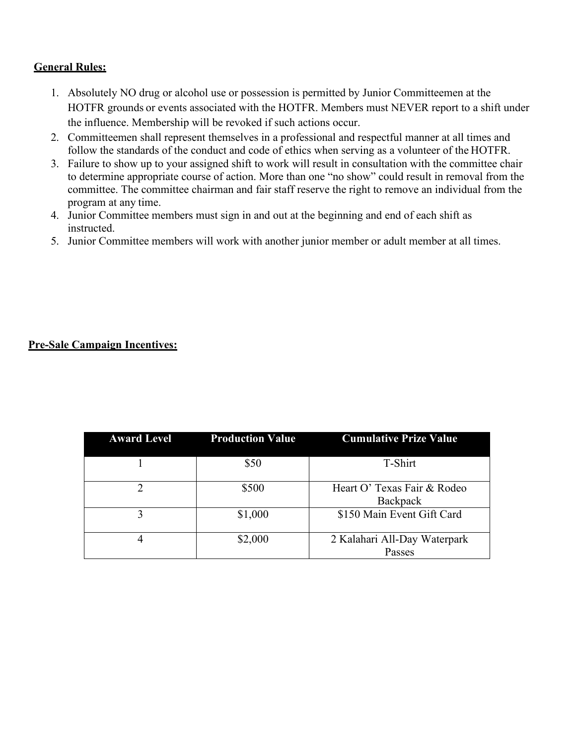**General Rules:**

1. Absolutely NO drug or alcohol use or possession is permitted by Junior Committeemen at the HOTFR grounds or events associated with the HOTFR. Members must NEVER report to a shift under the influence. Membership will be revoked if such actions occur.
2. Committeemen shall represent themselves in a professional and respectful manner at all times and follow the standards of the conduct and code of ethics when serving as a volunteer of the HOTFR.
3. Failure to show up to your assigned shift to work will result in consultation with the committee chair to determine appropriate course of action. More than one "no show" could result in removal from the committee. The committee chairman and fair staff reserve the right to remove an individual from the program at any time.
4. Junior Committee members must sign in and out at the beginning and end of each shift as instructed.
5. Junior Committee members will work with another junior member or adult member at all times.

**Pre-Sale Campaign Incentives:**

| Award Level | Production Value | Cumulative Prize Value |
|---|---|---|
| 1 | $50 | T-Shirt |
| 2 | $500 | Heart O' Texas Fair & Rodeo Backpack |
| 3 | $1,000 | $150 Main Event Gift Card |
| 4 | $2,000 | 2 Kalahari All-Day Waterpark Passes |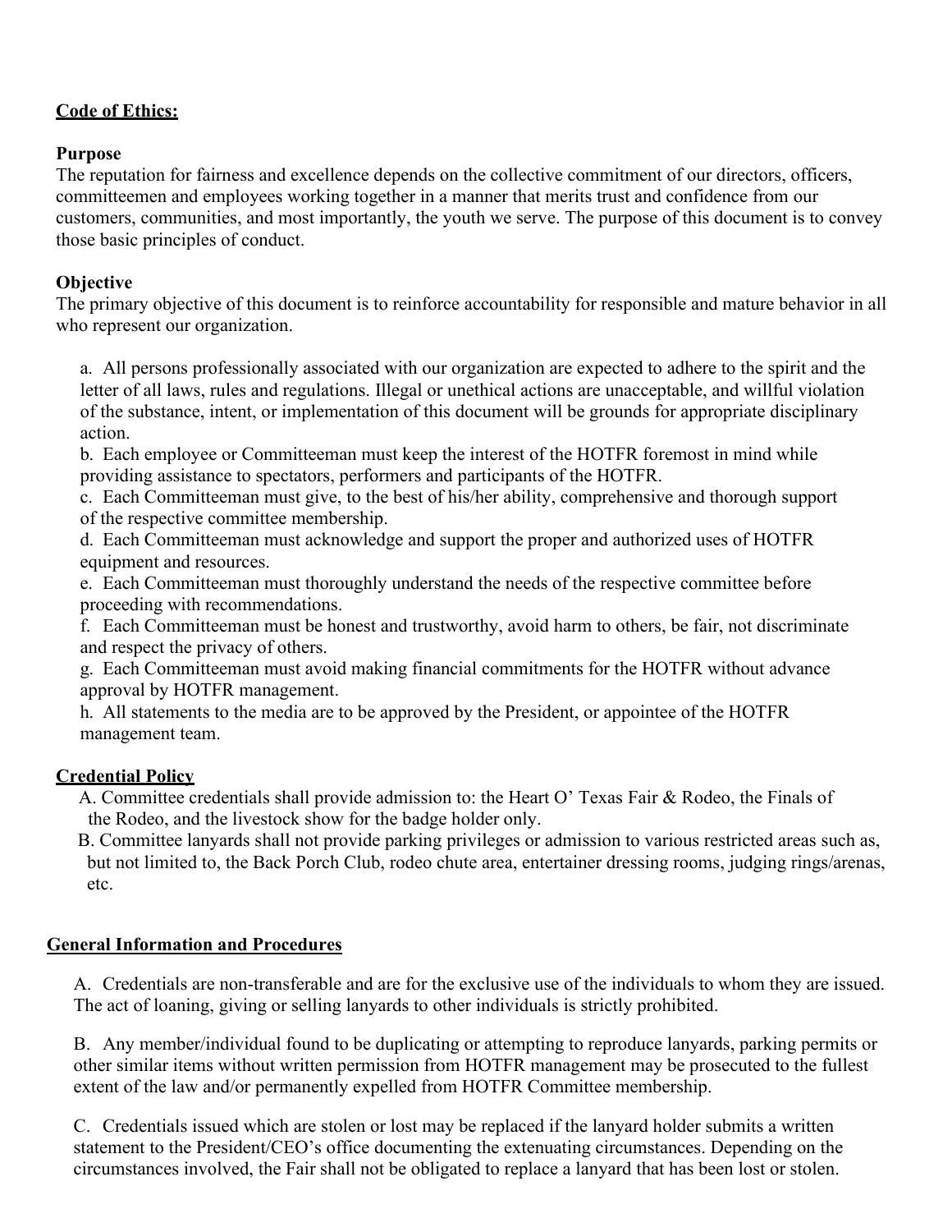**Code of Ethics:**

**Purpose**

The reputation for fairness and excellence depends on the collective commitment of our directors, officers, committeemen and employees working together in a manner that merits trust and confidence from our customers, communities, and most importantly, the youth we serve. The purpose of this document is to convey those basic principles of conduct.

**Objective**

The primary objective of this document is to reinforce accountability for responsible and mature behavior in all who represent our organization.

a. All persons professionally associated with our organization are expected to adhere to the spirit and the letter of all laws, rules and regulations. Illegal or unethical actions are unacceptable, and willful violation of the substance, intent, or implementation of this document will be grounds for appropriate disciplinary action.

b. Each employee or Committeeman must keep the interest of the HOTFR foremost in mind while providing assistance to spectators, performers and participants of the HOTFR.

c. Each Committeeman must give, to the best of his/her ability, comprehensive and thorough support of the respective committee membership.

d. Each Committeeman must acknowledge and support the proper and authorized uses of HOTFR equipment and resources.

e. Each Committeeman must thoroughly understand the needs of the respective committee before proceeding with recommendations.

f. Each Committeeman must be honest and trustworthy, avoid harm to others, be fair, not discriminate and respect the privacy of others.

g. Each Committeeman must avoid making financial commitments for the HOTFR without advance approval by HOTFR management.

h. All statements to the media are to be approved by the President, or appointee of the HOTFR management team.

**Credential Policy**

A. Committee credentials shall provide admission to: the Heart O' Texas Fair & Rodeo, the Finals of the Rodeo, and the livestock show for the badge holder only.

B. Committee lanyards shall not provide parking privileges or admission to various restricted areas such as, but not limited to, the Back Porch Club, rodeo chute area, entertainer dressing rooms, judging rings/arenas, etc.

**General Information and Procedures**

A. Credentials are non-transferable and are for the exclusive use of the individuals to whom they are issued. The act of loaning, giving or selling lanyards to other individuals is strictly prohibited.

B. Any member/individual found to be duplicating or attempting to reproduce lanyards, parking permits or other similar items without written permission from HOTFR management may be prosecuted to the fullest extent of the law and/or permanently expelled from HOTFR Committee membership.

C. Credentials issued which are stolen or lost may be replaced if the lanyard holder submits a written statement to the President/CEO's office documenting the extenuating circumstances. Depending on the circumstances involved, the Fair shall not be obligated to replace a lanyard that has been lost or stolen.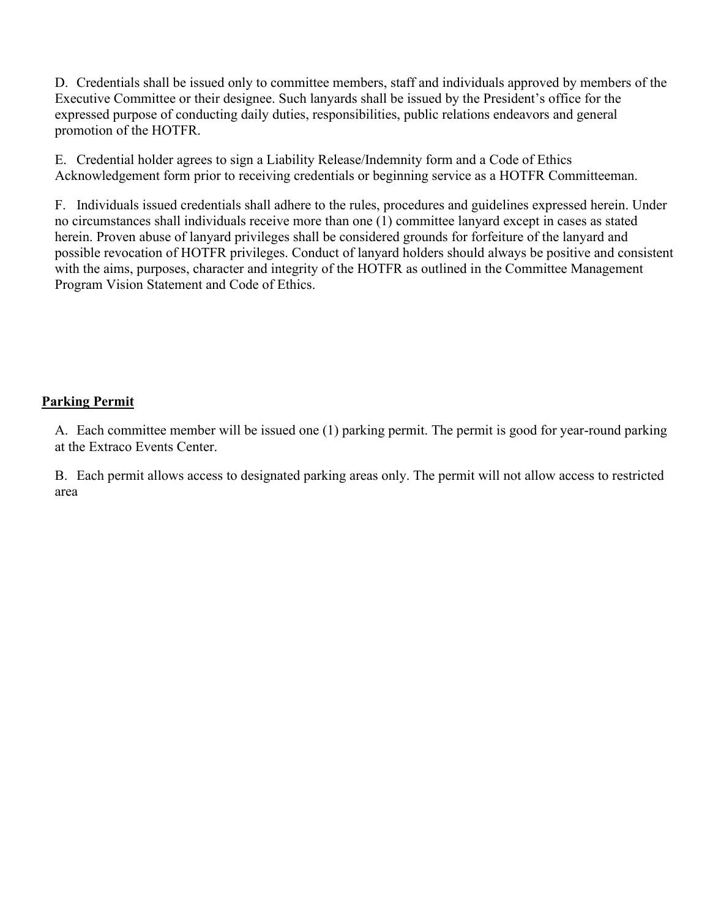D. Credentials shall be issued only to committee members, staff and individuals approved by members of the Executive Committee or their designee. Such lanyards shall be issued by the President's office for the expressed purpose of conducting daily duties, responsibilities, public relations endeavors and general promotion of the HOTFR.

E. Credential holder agrees to sign a Liability Release/Indemnity form and a Code of Ethics Acknowledgement form prior to receiving credentials or beginning service as a HOTFR Committeeman.

F. Individuals issued credentials shall adhere to the rules, procedures and guidelines expressed herein. Under no circumstances shall individuals receive more than one (1) committee lanyard except in cases as stated herein. Proven abuse of lanyard privileges shall be considered grounds for forfeiture of the lanyard and possible revocation of HOTFR privileges. Conduct of lanyard holders should always be positive and consistent with the aims, purposes, character and integrity of the HOTFR as outlined in the Committee Management Program Vision Statement and Code of Ethics.

**Parking Permit**

A. Each committee member will be issued one (1) parking permit. The permit is good for year-round parking at the Extraco Events Center.

B. Each permit allows access to designated parking areas only. The permit will not allow access to restricted area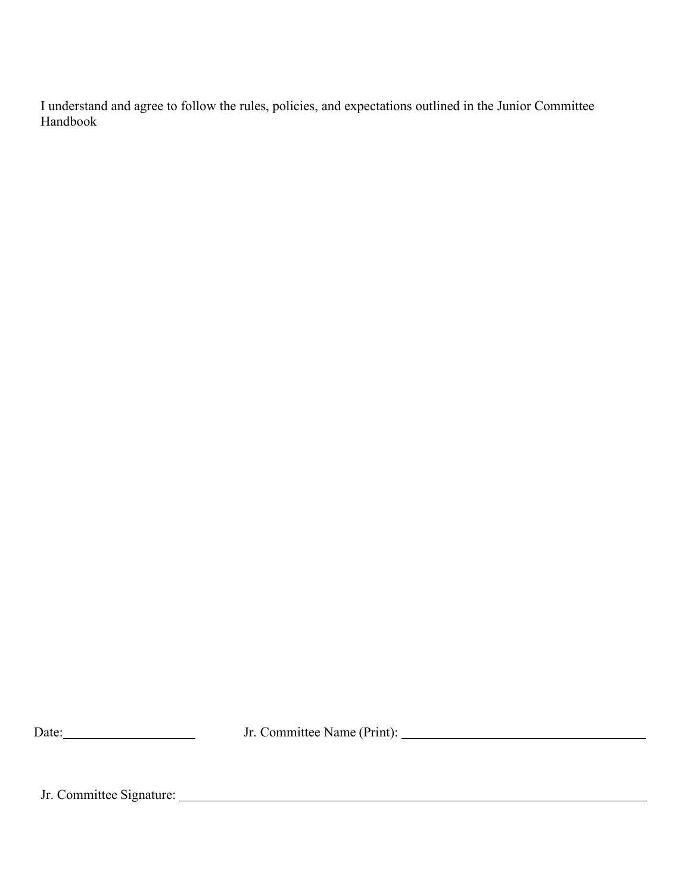I understand and agree to follow the rules, policies, and expectations outlined in the Junior Committee Handbook

Date:____________________ Jr. Committee Name (Print): ______________________________________

Jr. Committee Signature: ________________________________________________________________________